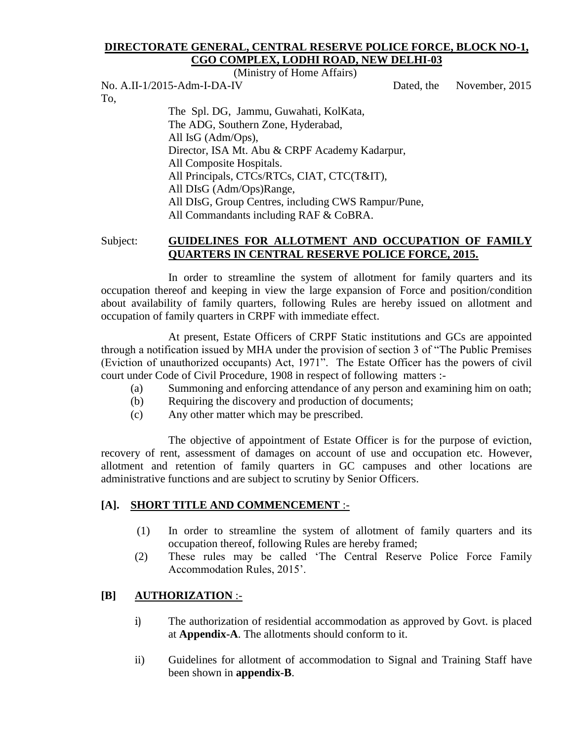**DIRECTORATE GENERAL, CENTRAL RESERVE POLICE FORCE, BLOCK NO-1, CGO COMPLEX, LODHI ROAD, NEW DELHI-03**

(Ministry of Home Affairs)

No. A.II-1/2015-Adm-I-DA-IV Dated, the November, 2015

To,

The Spl. DG, Jammu, Guwahati, KolKata,
The ADG, Southern Zone, Hyderabad,
All IsG (Adm/Ops),
Director, ISA Mt. Abu & CRPF Academy Kadarpur,
All Composite Hospitals.
All Principals, CTCs/RTCs, CIAT, CTC(T&IT),
All DIsG (Adm/Ops)Range,
All DIsG, Group Centres, including CWS Rampur/Pune,
All Commandants including RAF & CoBRA.

Subject: **GUIDELINES FOR ALLOTMENT AND OCCUPATION OF FAMILY QUARTERS IN CENTRAL RESERVE POLICE FORCE, 2015.**

In order to streamline the system of allotment for family quarters and its occupation thereof and keeping in view the large expansion of Force and position/condition about availability of family quarters, following Rules are hereby issued on allotment and occupation of family quarters in CRPF with immediate effect.

At present, Estate Officers of CRPF Static institutions and GCs are appointed through a notification issued by MHA under the provision of section 3 of "The Public Premises (Eviction of unauthorized occupants) Act, 1971". The Estate Officer has the powers of civil court under Code of Civil Procedure, 1908 in respect of following matters :-

(a) Summoning and enforcing attendance of any person and examining him on oath;
(b) Requiring the discovery and production of documents;
(c) Any other matter which may be prescribed.

The objective of appointment of Estate Officer is for the purpose of eviction, recovery of rent, assessment of damages on account of use and occupation etc. However, allotment and retention of family quarters in GC campuses and other locations are administrative functions and are subject to scrutiny by Senior Officers.

## [A]. SHORT TITLE AND COMMENCEMENT :-

(1) In order to streamline the system of allotment of family quarters and its occupation thereof, following Rules are hereby framed;
(2) These rules may be called 'The Central Reserve Police Force Family Accommodation Rules, 2015'.

## [B] AUTHORIZATION :-

i) The authorization of residential accommodation as approved by Govt. is placed at **Appendix-A**. The allotments should conform to it.

ii) Guidelines for allotment of accommodation to Signal and Training Staff have been shown in **appendix-B**.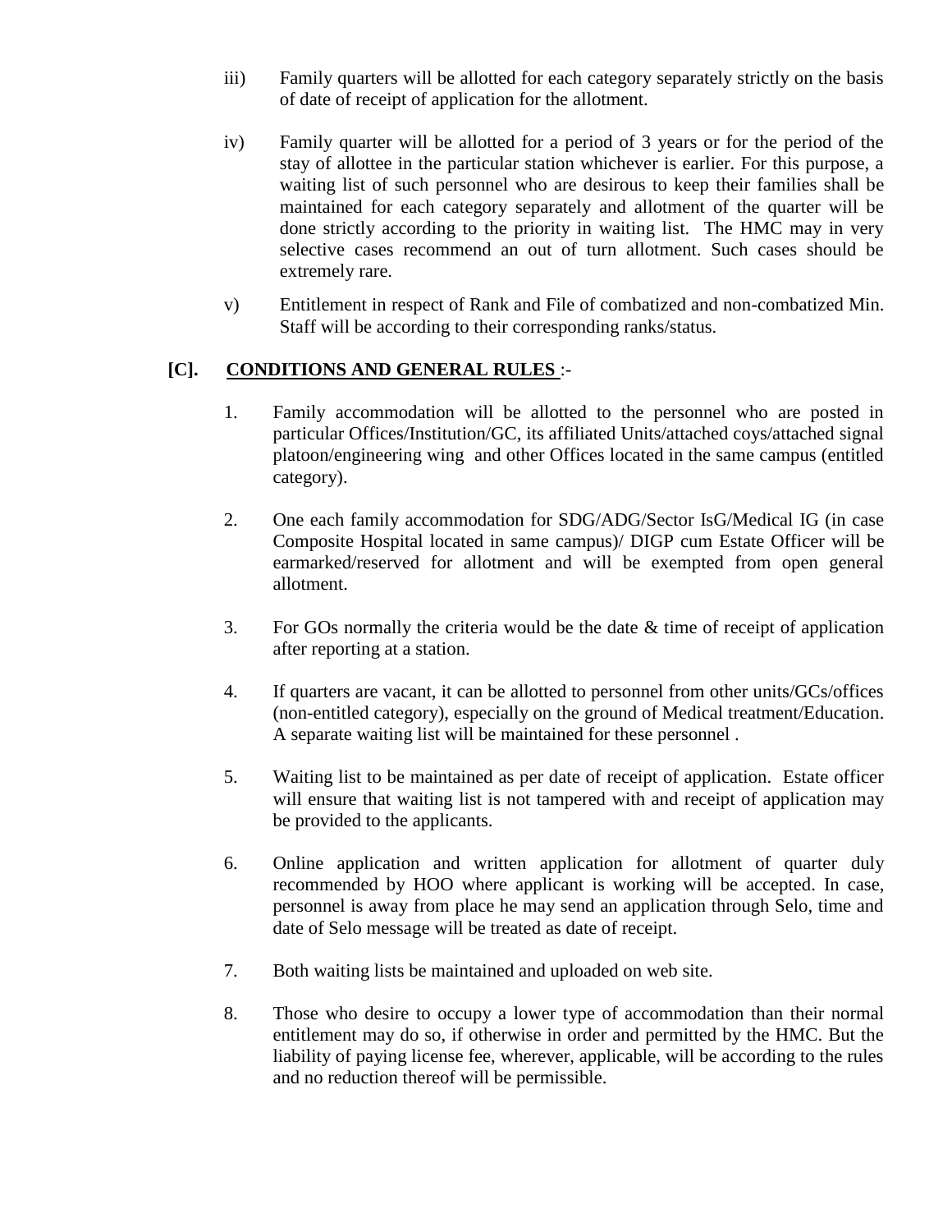iii) Family quarters will be allotted for each category separately strictly on the basis of date of receipt of application for the allotment.

iv) Family quarter will be allotted for a period of 3 years or for the period of the stay of allottee in the particular station whichever is earlier. For this purpose, a waiting list of such personnel who are desirous to keep their families shall be maintained for each category separately and allotment of the quarter will be done strictly according to the priority in waiting list. The HMC may in very selective cases recommend an out of turn allotment. Such cases should be extremely rare.

v) Entitlement in respect of Rank and File of combatized and non-combatized Min. Staff will be according to their corresponding ranks/status.

## [C]. <u>CONDITIONS AND GENERAL RULES</u> :-

1. Family accommodation will be allotted to the personnel who are posted in particular Offices/Institution/GC, its affiliated Units/attached coys/attached signal platoon/engineering wing and other Offices located in the same campus (entitled category).

2. One each family accommodation for SDG/ADG/Sector IsG/Medical IG (in case Composite Hospital located in same campus)/ DIGP cum Estate Officer will be earmarked/reserved for allotment and will be exempted from open general allotment.

3. For GOs normally the criteria would be the date & time of receipt of application after reporting at a station.

4. If quarters are vacant, it can be allotted to personnel from other units/GCs/offices (non-entitled category), especially on the ground of Medical treatment/Education. A separate waiting list will be maintained for these personnel .

5. Waiting list to be maintained as per date of receipt of application. Estate officer will ensure that waiting list is not tampered with and receipt of application may be provided to the applicants.

6. Online application and written application for allotment of quarter duly recommended by HOO where applicant is working will be accepted. In case, personnel is away from place he may send an application through Selo, time and date of Selo message will be treated as date of receipt.

7. Both waiting lists be maintained and uploaded on web site.

8. Those who desire to occupy a lower type of accommodation than their normal entitlement may do so, if otherwise in order and permitted by the HMC. But the liability of paying license fee, wherever, applicable, will be according to the rules and no reduction thereof will be permissible.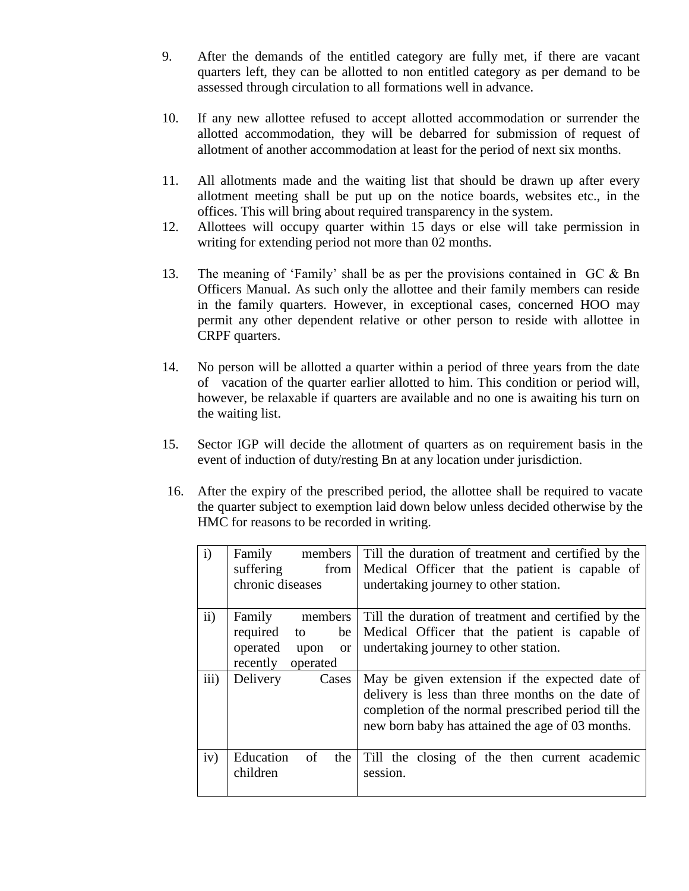9. After the demands of the entitled category are fully met, if there are vacant quarters left, they can be allotted to non entitled category as per demand to be assessed through circulation to all formations well in advance.

10. If any new allottee refused to accept allotted accommodation or surrender the allotted accommodation, they will be debarred for submission of request of allotment of another accommodation at least for the period of next six months.

11. All allotments made and the waiting list that should be drawn up after every allotment meeting shall be put up on the notice boards, websites etc., in the offices. This will bring about required transparency in the system.

12. Allottees will occupy quarter within 15 days or else will take permission in writing for extending period not more than 02 months.

13. The meaning of 'Family' shall be as per the provisions contained in GC & Bn Officers Manual. As such only the allottee and their family members can reside in the family quarters. However, in exceptional cases, concerned HOO may permit any other dependent relative or other person to reside with allottee in CRPF quarters.

14. No person will be allotted a quarter within a period of three years from the date of vacation of the quarter earlier allotted to him. This condition or period will, however, be relaxable if quarters are available and no one is awaiting his turn on the waiting list.

15. Sector IGP will decide the allotment of quarters as on requirement basis in the event of induction of duty/resting Bn at any location under jurisdiction.

16. After the expiry of the prescribed period, the allottee shall be required to vacate the quarter subject to exemption laid down below unless decided otherwise by the HMC for reasons to be recorded in writing.

| | | |
|---|---|---|
| i) | Family members suffering from chronic diseases | Till the duration of treatment and certified by the Medical Officer that the patient is capable of undertaking journey to other station. |
| ii) | Family members required to be operated upon or recently operated | Till the duration of treatment and certified by the Medical Officer that the patient is capable of undertaking journey to other station. |
| iii) | Delivery Cases | May be given extension if the expected date of delivery is less than three months on the date of completion of the normal prescribed period till the new born baby has attained the age of 03 months. |
| iv) | Education of the children | Till the closing of the then current academic session. |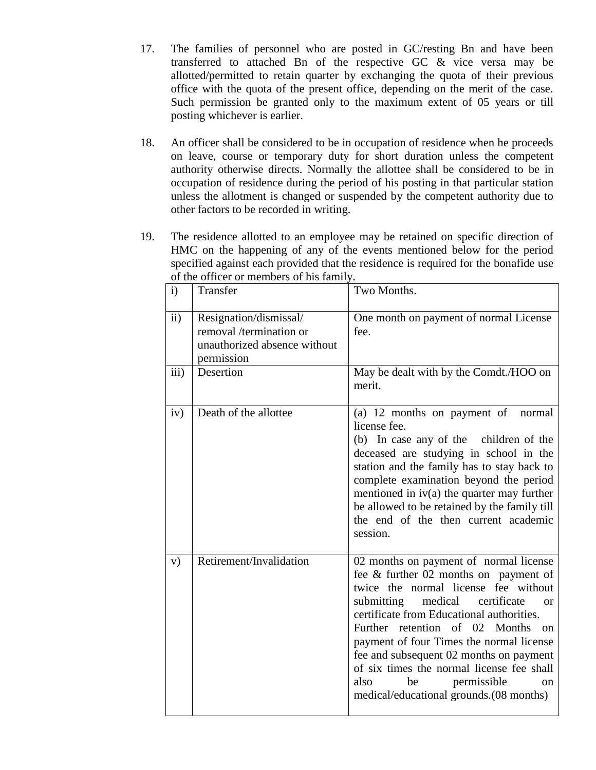17. The families of personnel who are posted in GC/resting Bn and have been transferred to attached Bn of the respective GC & vice versa may be allotted/permitted to retain quarter by exchanging the quota of their previous office with the quota of the present office, depending on the merit of the case. Such permission be granted only to the maximum extent of 05 years or till posting whichever is earlier.

18. An officer shall be considered to be in occupation of residence when he proceeds on leave, course or temporary duty for short duration unless the competent authority otherwise directs. Normally the allottee shall be considered to be in occupation of residence during the period of his posting in that particular station unless the allotment is changed or suspended by the competent authority due to other factors to be recorded in writing.

19. The residence allotted to an employee may be retained on specific direction of HMC on the happening of any of the events mentioned below for the period specified against each provided that the residence is required for the bonafide use of the officer or members of his family.

| | | |
|---|---|---|
| i) | Transfer | Two Months. |
| ii) | Resignation/dismissal/ removal /termination or unauthorized absence without permission | One month on payment of normal License fee. |
| iii) | Desertion | May be dealt with by the Comdt./HOO on merit. |
| iv) | Death of the allottee | (a) 12 months on payment of normal license fee.<br>(b) In case any of the children of the deceased are studying in school in the station and the family has to stay back to complete examination beyond the period mentioned in iv(a) the quarter may further be allowed to be retained by the family till the end of the then current academic session. |
| v) | Retirement/Invalidation | 02 months on payment of normal license fee & further 02 months on payment of twice the normal license fee without submitting medical certificate or certificate from Educational authorities. Further retention of 02 Months on payment of four Times the normal license fee and subsequent 02 months on payment of six times the normal license fee shall also be permissible on medical/educational grounds.(08 months) |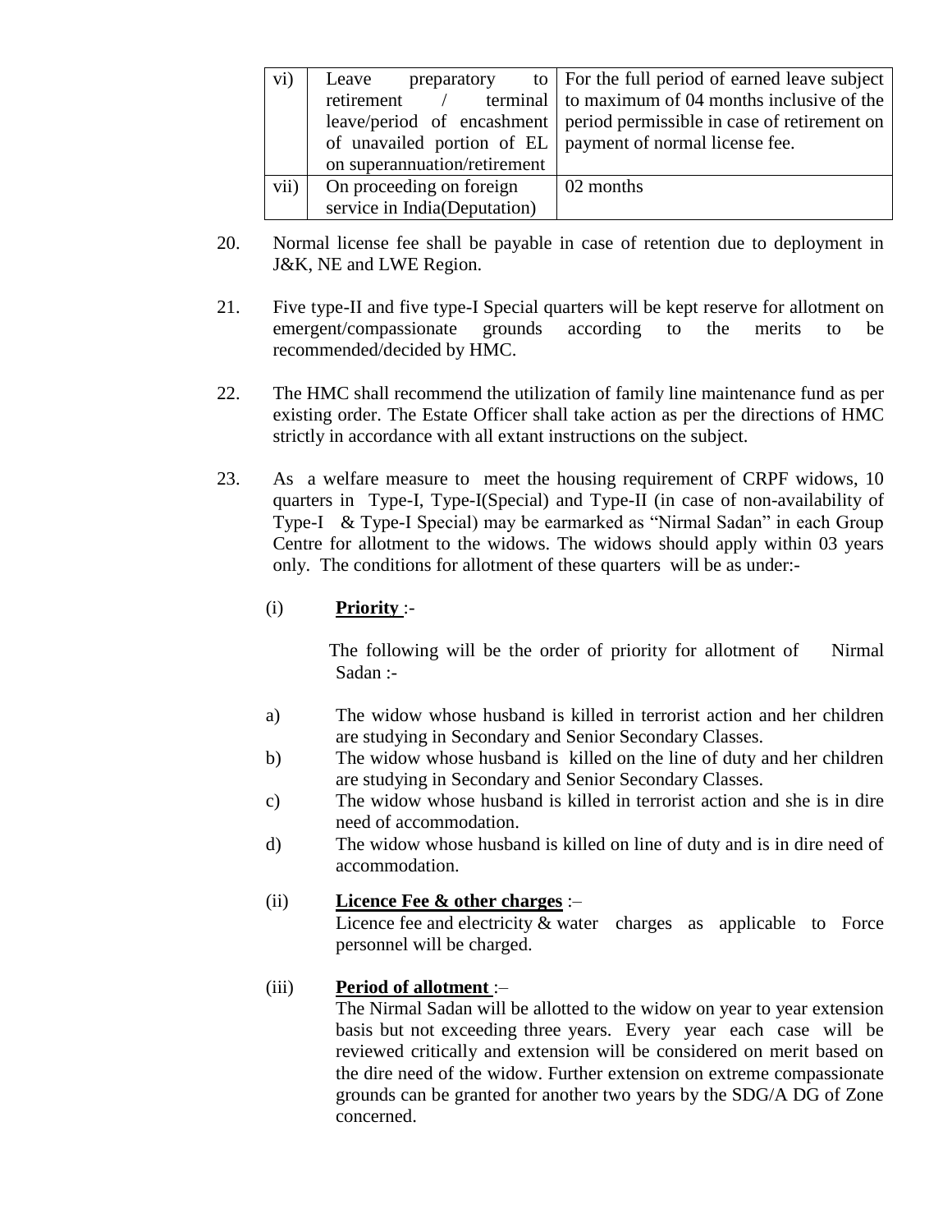| vi) | Leave preparatory to retirement / terminal leave/period of encashment of unavailed portion of EL on superannuation/retirement | For the full period of earned leave subject to maximum of 04 months inclusive of the period permissible in case of retirement on payment of normal license fee. |
|---|---|---|
| vii) | On proceeding on foreign service in India(Deputation) | 02 months |

20. Normal license fee shall be payable in case of retention due to deployment in J&K, NE and LWE Region.

21. Five type-II and five type-I Special quarters will be kept reserve for allotment on emergent/compassionate grounds according to the merits to be recommended/decided by HMC.

22. The HMC shall recommend the utilization of family line maintenance fund as per existing order. The Estate Officer shall take action as per the directions of HMC strictly in accordance with all extant instructions on the subject.

23. As a welfare measure to meet the housing requirement of CRPF widows, 10 quarters in Type-I, Type-I(Special) and Type-II (in case of non-availability of Type-I & Type-I Special) may be earmarked as "Nirmal Sadan" in each Group Centre for allotment to the widows. The widows should apply within 03 years only. The conditions for allotment of these quarters will be as under:-

(i) **Priority** :-

The following will be the order of priority for allotment of Nirmal Sadan :-

a) The widow whose husband is killed in terrorist action and her children are studying in Secondary and Senior Secondary Classes.

b) The widow whose husband is killed on the line of duty and her children are studying in Secondary and Senior Secondary Classes.

c) The widow whose husband is killed in terrorist action and she is in dire need of accommodation.

d) The widow whose husband is killed on line of duty and is in dire need of accommodation.

(ii) **Licence Fee & other charges** :–
Licence fee and electricity & water charges as applicable to Force personnel will be charged.

(iii) **Period of allotment** :–
The Nirmal Sadan will be allotted to the widow on year to year extension basis but not exceeding three years. Every year each case will be reviewed critically and extension will be considered on merit based on the dire need of the widow. Further extension on extreme compassionate grounds can be granted for another two years by the SDG/A DG of Zone concerned.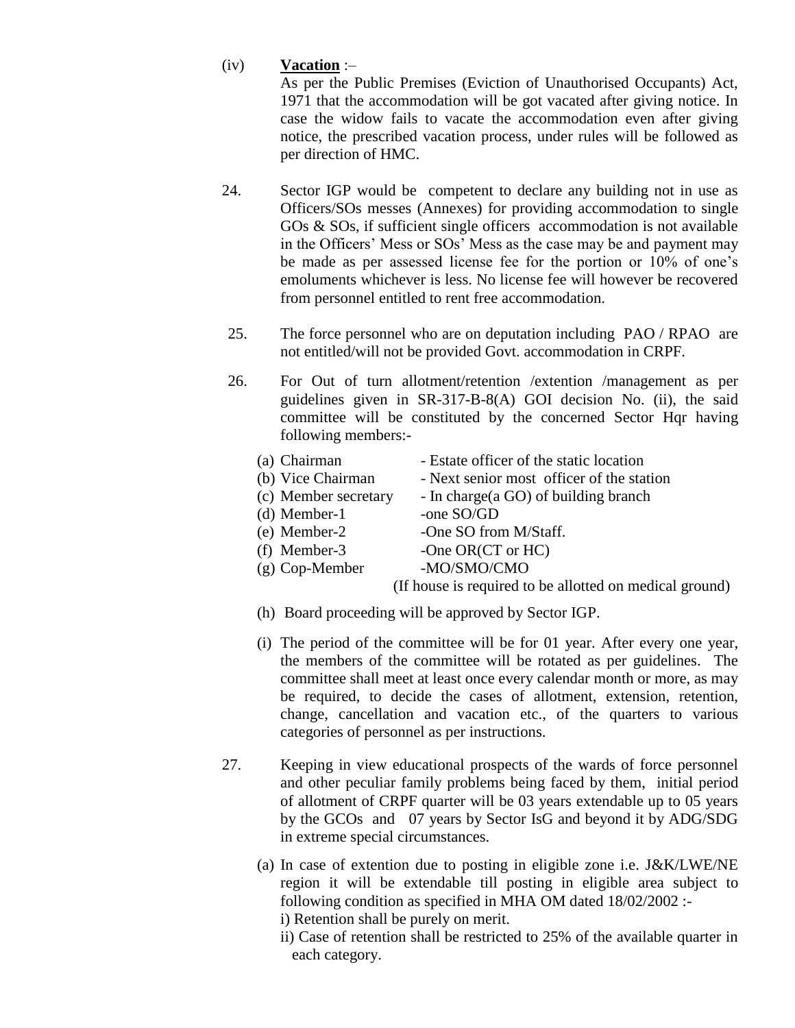(iv) **Vacation** :–

As per the Public Premises (Eviction of Unauthorised Occupants) Act, 1971 that the accommodation will be got vacated after giving notice. In case the widow fails to vacate the accommodation even after giving notice, the prescribed vacation process, under rules will be followed as per direction of HMC.

24. Sector IGP would be competent to declare any building not in use as Officers/SOs messes (Annexes) for providing accommodation to single GOs & SOs, if sufficient single officers accommodation is not available in the Officers' Mess or SOs' Mess as the case may be and payment may be made as per assessed license fee for the portion or 10% of one's emoluments whichever is less. No license fee will however be recovered from personnel entitled to rent free accommodation.

25. The force personnel who are on deputation including PAO / RPAO are not entitled/will not be provided Govt. accommodation in CRPF.

26. For Out of turn allotment/retention /extention /management as per guidelines given in SR-317-B-8(A) GOI decision No. (ii), the said committee will be constituted by the concerned Sector Hqr having following members:-

(a) Chairman - Estate officer of the static location
(b) Vice Chairman - Next senior most officer of the station
(c) Member secretary - In charge(a GO) of building branch
(d) Member-1 -one SO/GD
(e) Member-2 -One SO from M/Staff.
(f) Member-3 -One OR(CT or HC)
(g) Cop-Member -MO/SMO/CMO
(If house is required to be allotted on medical ground)

(h) Board proceeding will be approved by Sector IGP.

(i) The period of the committee will be for 01 year. After every one year, the members of the committee will be rotated as per guidelines. The committee shall meet at least once every calendar month or more, as may be required, to decide the cases of allotment, extension, retention, change, cancellation and vacation etc., of the quarters to various categories of personnel as per instructions.

27. Keeping in view educational prospects of the wards of force personnel and other peculiar family problems being faced by them, initial period of allotment of CRPF quarter will be 03 years extendable up to 05 years by the GCOs and 07 years by Sector IsG and beyond it by ADG/SDG in extreme special circumstances.

(a) In case of extention due to posting in eligible zone i.e. J&K/LWE/NE region it will be extendable till posting in eligible area subject to following condition as specified in MHA OM dated 18/02/2002 :-
i) Retention shall be purely on merit.
ii) Case of retention shall be restricted to 25% of the available quarter in each category.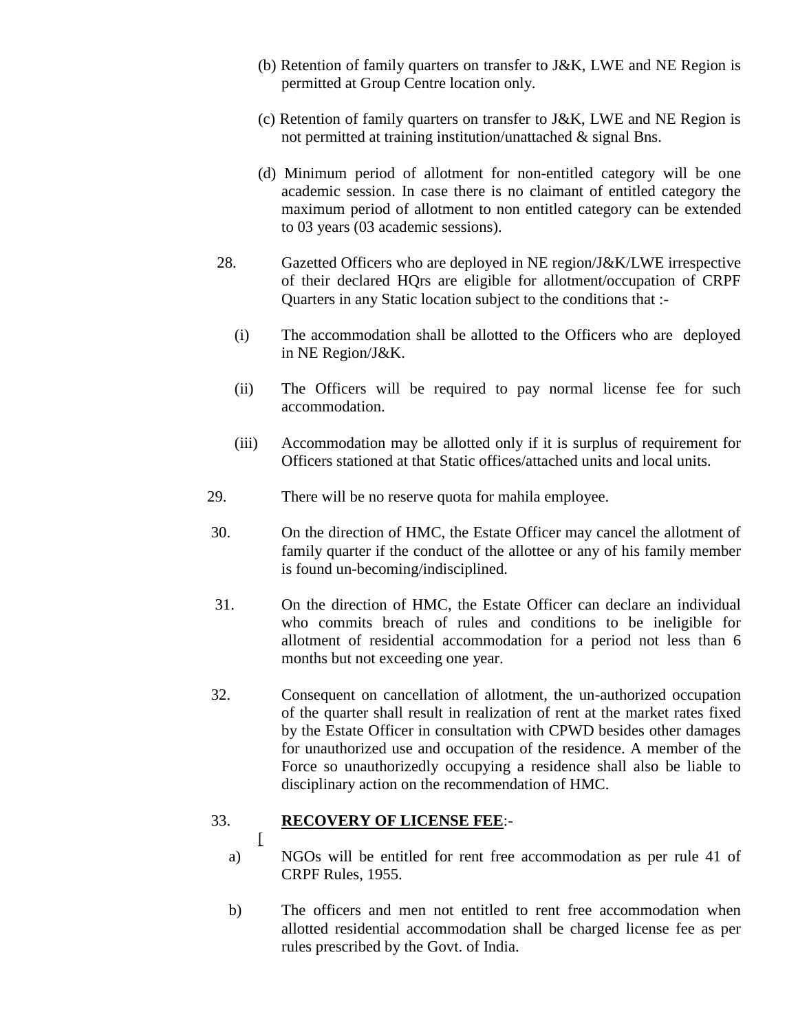(b) Retention of family quarters on transfer to J&K, LWE and NE Region is permitted at Group Centre location only.

(c) Retention of family quarters on transfer to J&K, LWE and NE Region is not permitted at training institution/unattached & signal Bns.

(d) Minimum period of allotment for non-entitled category will be one academic session. In case there is no claimant of entitled category the maximum period of allotment to non entitled category can be extended to 03 years (03 academic sessions).

28. Gazetted Officers who are deployed in NE region/J&K/LWE irrespective of their declared HQrs are eligible for allotment/occupation of CRPF Quarters in any Static location subject to the conditions that :-

(i) The accommodation shall be allotted to the Officers who are deployed in NE Region/J&K.

(ii) The Officers will be required to pay normal license fee for such accommodation.

(iii) Accommodation may be allotted only if it is surplus of requirement for Officers stationed at that Static offices/attached units and local units.

29. There will be no reserve quota for mahila employee.

30. On the direction of HMC, the Estate Officer may cancel the allotment of family quarter if the conduct of the allottee or any of his family member is found un-becoming/indisciplined.

31. On the direction of HMC, the Estate Officer can declare an individual who commits breach of rules and conditions to be ineligible for allotment of residential accommodation for a period not less than 6 months but not exceeding one year.

32. Consequent on cancellation of allotment, the un-authorized occupation of the quarter shall result in realization of rent at the market rates fixed by the Estate Officer in consultation with CPWD besides other damages for unauthorized use and occupation of the residence. A member of the Force so unauthorizedly occupying a residence shall also be liable to disciplinary action on the recommendation of HMC.

33. **<u>RECOVERY OF LICENSE FEE</u>**:-

a) NGOs will be entitled for rent free accommodation as per rule 41 of CRPF Rules, 1955.

b) The officers and men not entitled to rent free accommodation when allotted residential accommodation shall be charged license fee as per rules prescribed by the Govt. of India.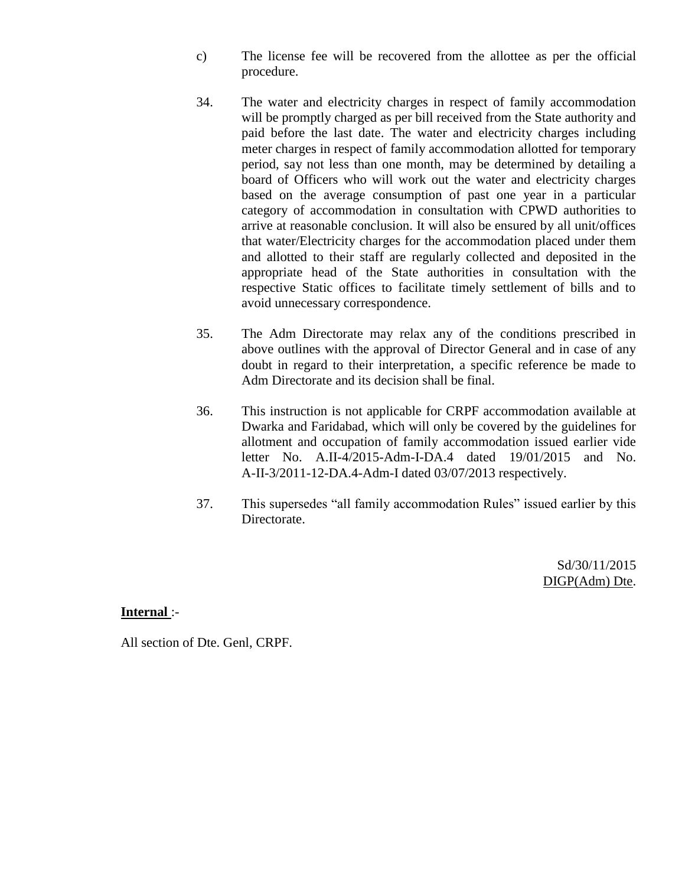c) The license fee will be recovered from the allottee as per the official procedure.

34. The water and electricity charges in respect of family accommodation will be promptly charged as per bill received from the State authority and paid before the last date. The water and electricity charges including meter charges in respect of family accommodation allotted for temporary period, say not less than one month, may be determined by detailing a board of Officers who will work out the water and electricity charges based on the average consumption of past one year in a particular category of accommodation in consultation with CPWD authorities to arrive at reasonable conclusion. It will also be ensured by all unit/offices that water/Electricity charges for the accommodation placed under them and allotted to their staff are regularly collected and deposited in the appropriate head of the State authorities in consultation with the respective Static offices to facilitate timely settlement of bills and to avoid unnecessary correspondence.

35. The Adm Directorate may relax any of the conditions prescribed in above outlines with the approval of Director General and in case of any doubt in regard to their interpretation, a specific reference be made to Adm Directorate and its decision shall be final.

36. This instruction is not applicable for CRPF accommodation available at Dwarka and Faridabad, which will only be covered by the guidelines for allotment and occupation of family accommodation issued earlier vide letter No. A.II-4/2015-Adm-I-DA.4 dated 19/01/2015 and No. A-II-3/2011-12-DA.4-Adm-I dated 03/07/2013 respectively.

37. This supersedes "all family accommodation Rules" issued earlier by this Directorate.

Sd/30/11/2015
DIGP(Adm) Dte.

**Internal** :-

All section of Dte. Genl, CRPF.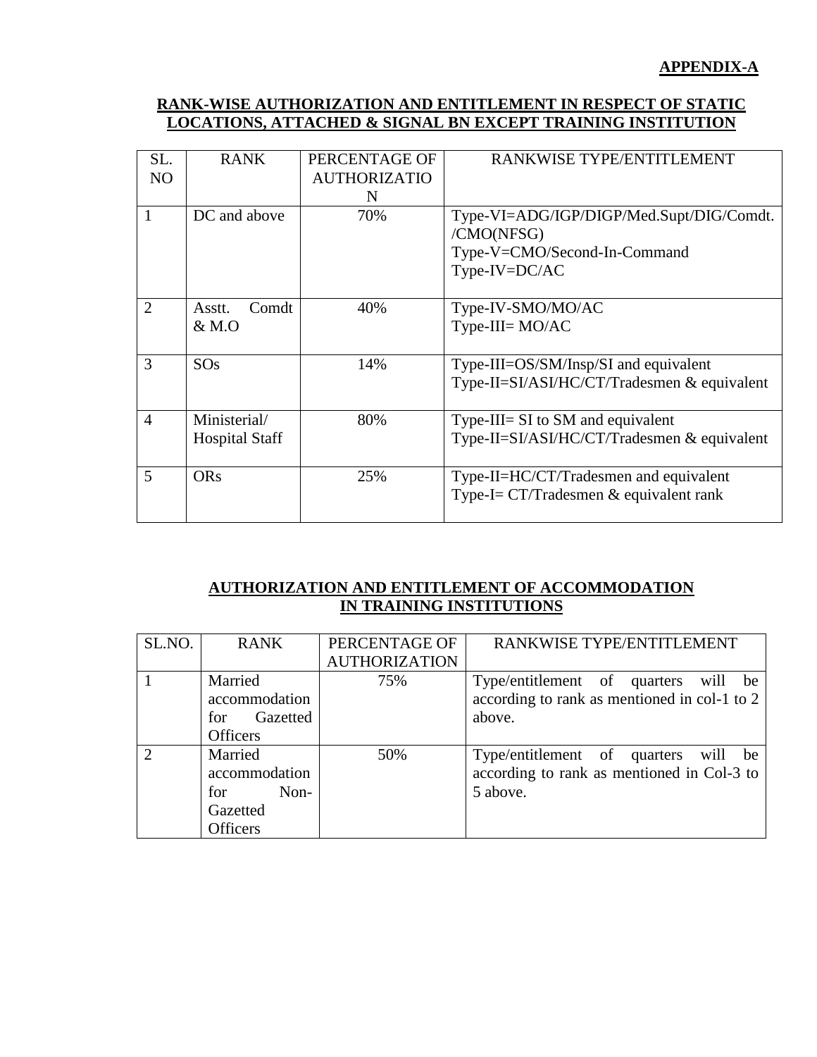**APPENDIX-A**

**RANK-WISE AUTHORIZATION AND ENTITLEMENT IN RESPECT OF STATIC LOCATIONS, ATTACHED & SIGNAL BN EXCEPT TRAINING INSTITUTION**

| SL. NO | RANK | PERCENTAGE OF AUTHORIZATION | RANKWISE TYPE/ENTITLEMENT |
|---|---|---|---|
| 1 | DC and above | 70% | Type-VI=ADG/IGP/DIGP/Med.Supt/DIG/Comdt./CMO(NFSG)<br>Type-V=CMO/Second-In-Command<br>Type-IV=DC/AC |
| 2 | Asstt. Comdt & M.O | 40% | Type-IV-SMO/MO/AC<br>Type-III= MO/AC |
| 3 | SOs | 14% | Type-III=OS/SM/Insp/SI and equivalent<br>Type-II=SI/ASI/HC/CT/Tradesmen & equivalent |
| 4 | Ministerial/ Hospital Staff | 80% | Type-III= SI to SM and equivalent<br>Type-II=SI/ASI/HC/CT/Tradesmen & equivalent |
| 5 | ORs | 25% | Type-II=HC/CT/Tradesmen and equivalent<br>Type-I= CT/Tradesmen & equivalent rank |

**AUTHORIZATION AND ENTITLEMENT OF ACCOMMODATION IN TRAINING INSTITUTIONS**

| SL.NO. | RANK | PERCENTAGE OF AUTHORIZATION | RANKWISE TYPE/ENTITLEMENT |
|---|---|---|---|
| 1 | Married accommodation for Gazetted Officers | 75% | Type/entitlement of quarters will be according to rank as mentioned in col-1 to 2 above. |
| 2 | Married accommodation for Non-Gazetted Officers | 50% | Type/entitlement of quarters will be according to rank as mentioned in Col-3 to 5 above. |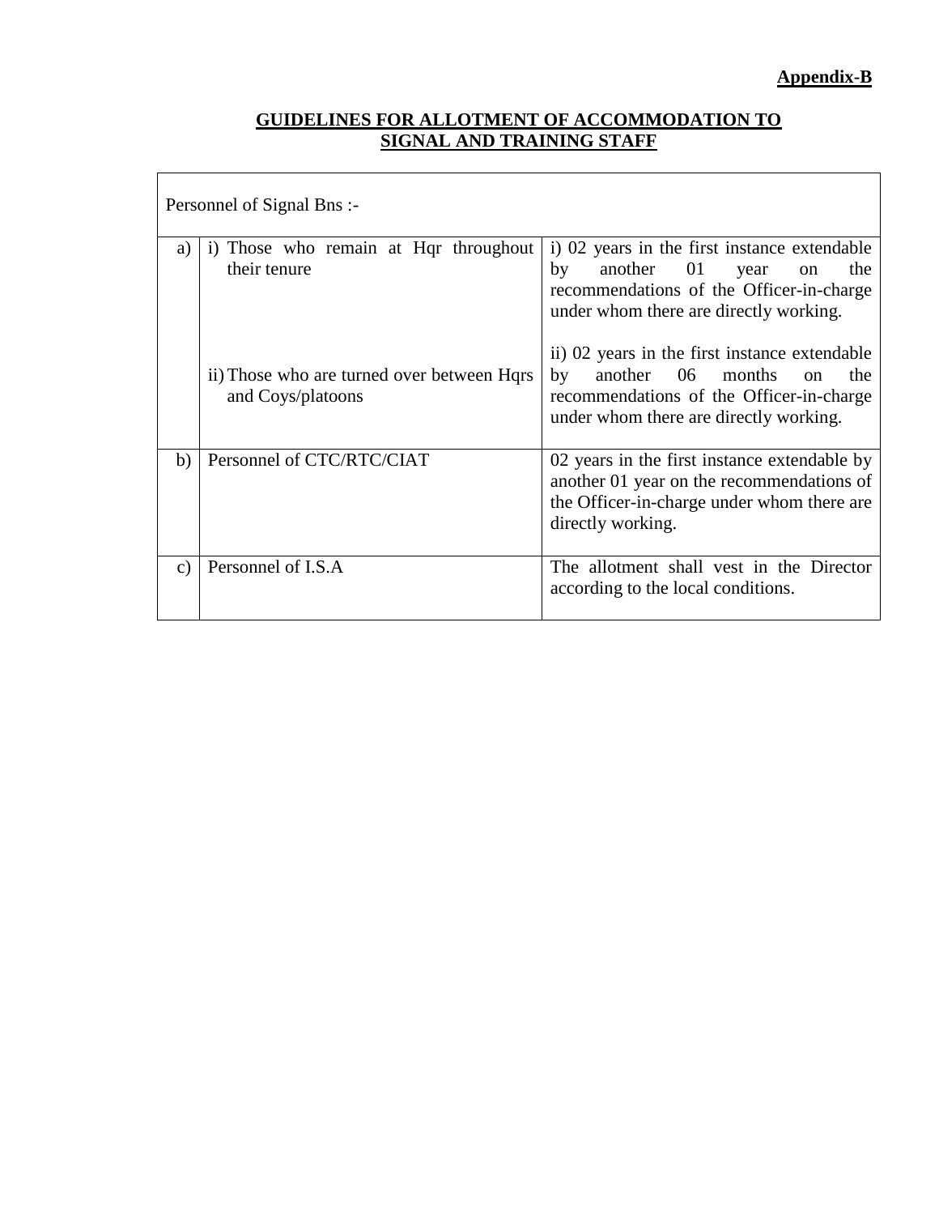**Appendix-B**

**GUIDELINES FOR ALLOTMENT OF ACCOMMODATION TO SIGNAL AND TRAINING STAFF**

| | | |
|---|---|---|
| Personnel of Signal Bns :- | | |
| a) | i) Those who remain at Hqr throughout their tenure<br><br>ii) Those who are turned over between Hqrs and Coys/platoons | i) 02 years in the first instance extendable by another 01 year on the recommendations of the Officer-in-charge under whom there are directly working.<br><br>ii) 02 years in the first instance extendable by another 06 months on the recommendations of the Officer-in-charge under whom there are directly working. |
| b) | Personnel of CTC/RTC/CIAT | 02 years in the first instance extendable by another 01 year on the recommendations of the Officer-in-charge under whom there are directly working. |
| c) | Personnel of I.S.A | The allotment shall vest in the Director according to the local conditions. |